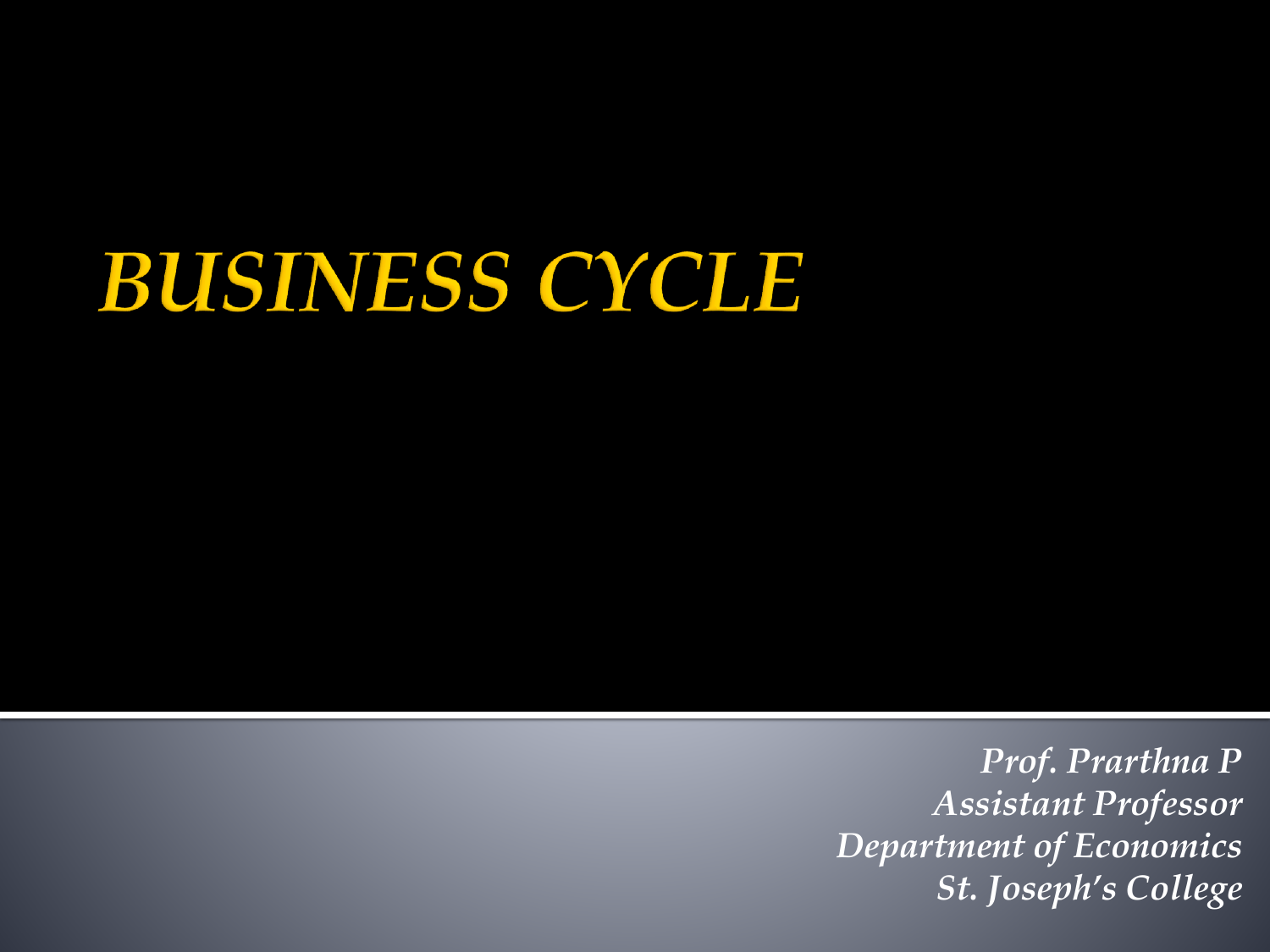# *BUSINESS CYCLE*

*Prof. Prarthna P*
*Assistant Professor*
*Department of Economics*
*St. Joseph's College*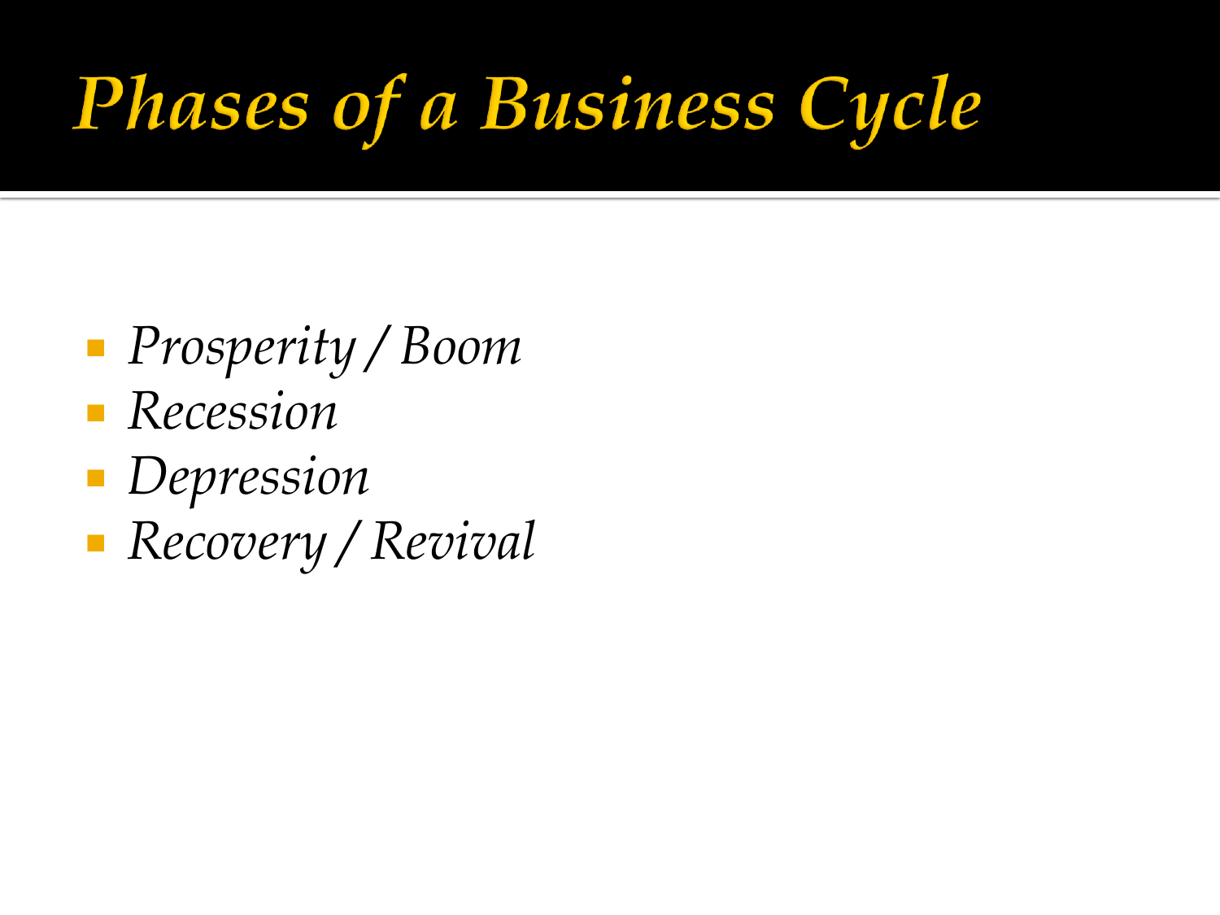# Phases of a Business Cycle

- *Prosperity / Boom*
- *Recession*
- *Depression*
- *Recovery / Revival*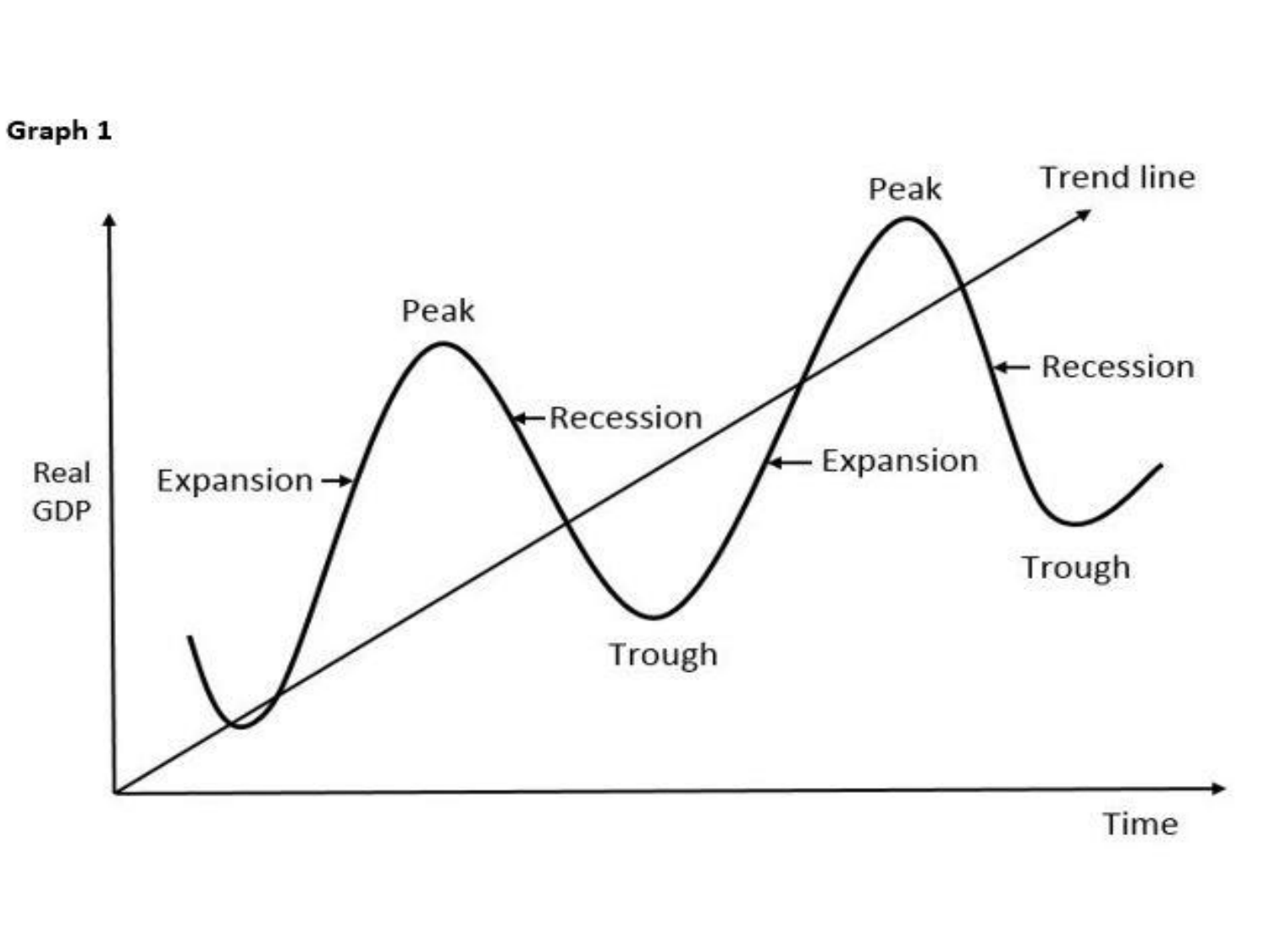**Graph 1**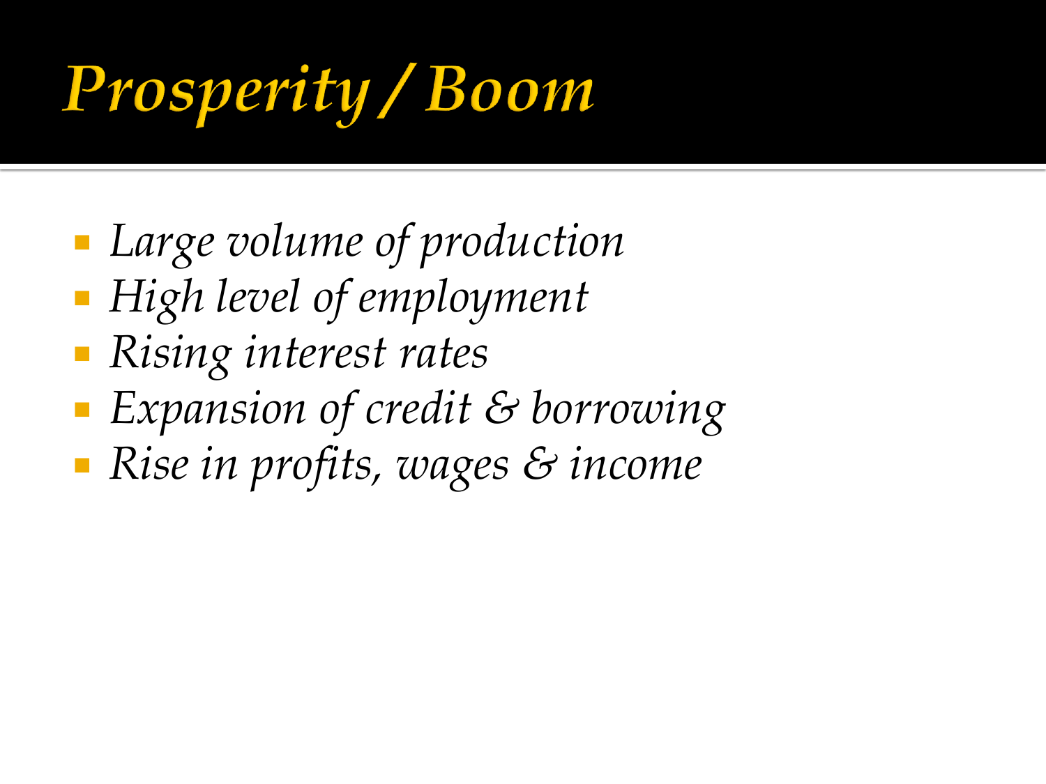# *Prosperity / Boom*

- *Large volume of production*
- *High level of employment*
- *Rising interest rates*
- *Expansion of credit & borrowing*
- *Rise in profits, wages & income*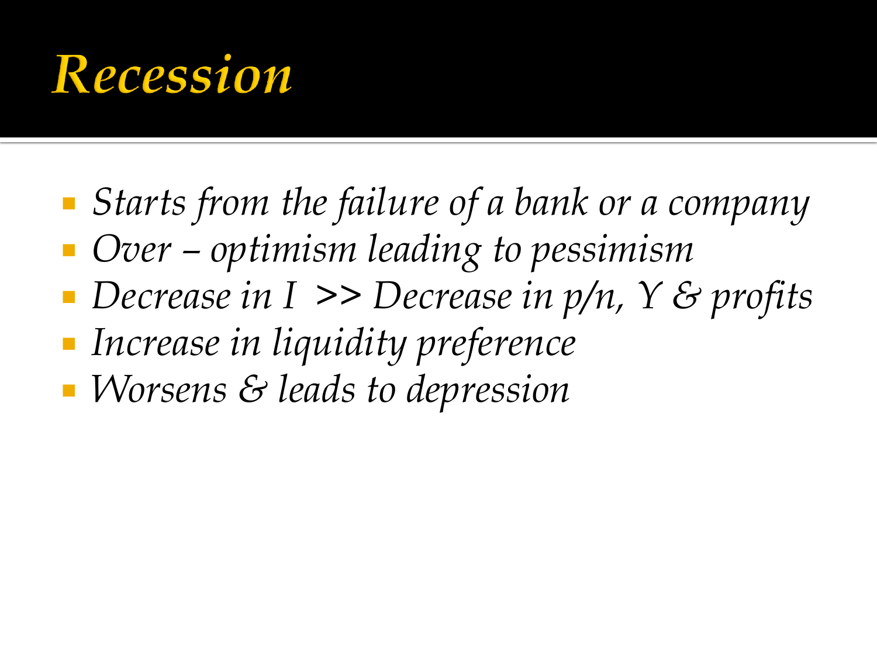# Recession

- *Starts from the failure of a bank or a company*
- *Over – optimism leading to pessimism*
- *Decrease in I >> Decrease in p/n, Y & profits*
- *Increase in liquidity preference*
- *Worsens & leads to depression*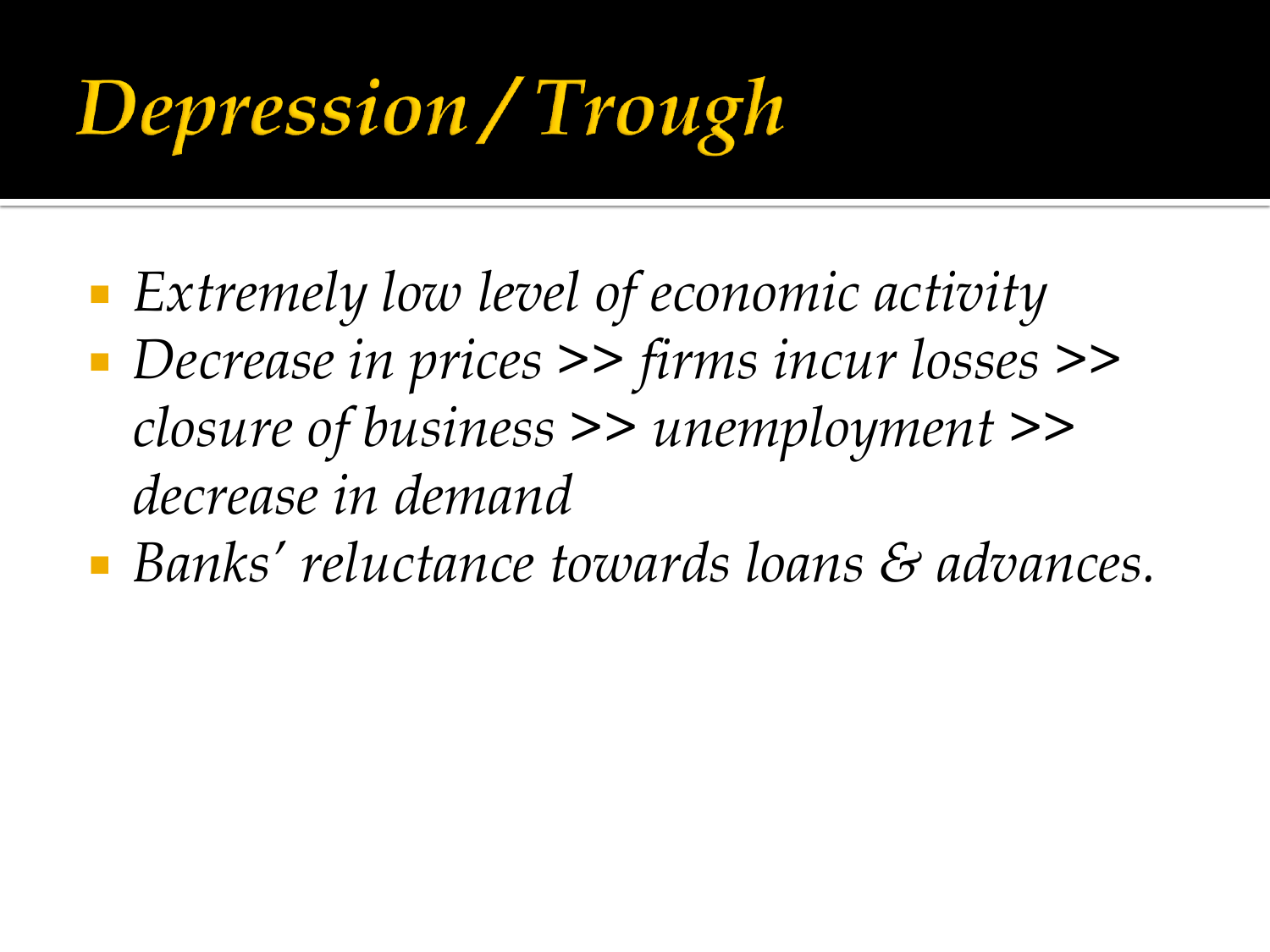# Depression / Trough

- *Extremely low level of economic activity*
- *Decrease in prices >> firms incur losses >> closure of business >> unemployment >> decrease in demand*
- *Banks' reluctance towards loans & advances.*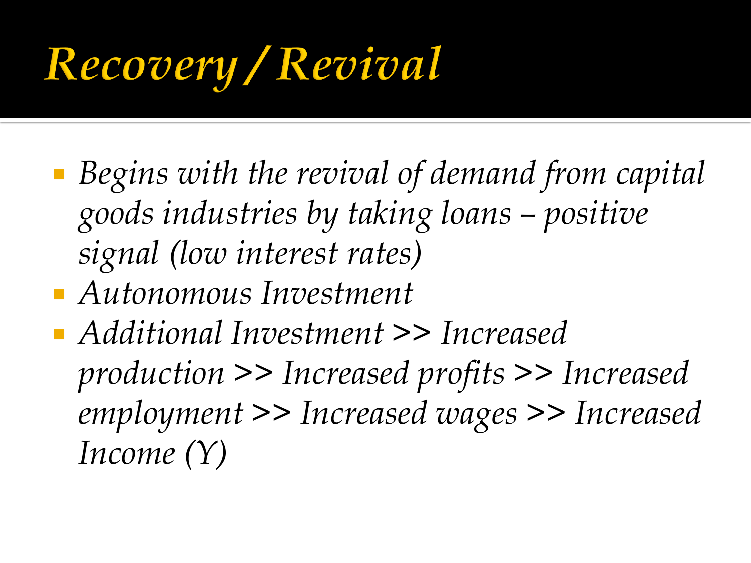# *Recovery / Revival*

- *Begins with the revival of demand from capital goods industries by taking loans – positive signal (low interest rates)*
- *Autonomous Investment*
- *Additional Investment >> Increased production >> Increased profits >> Increased employment >> Increased wages >> Increased Income (Y)*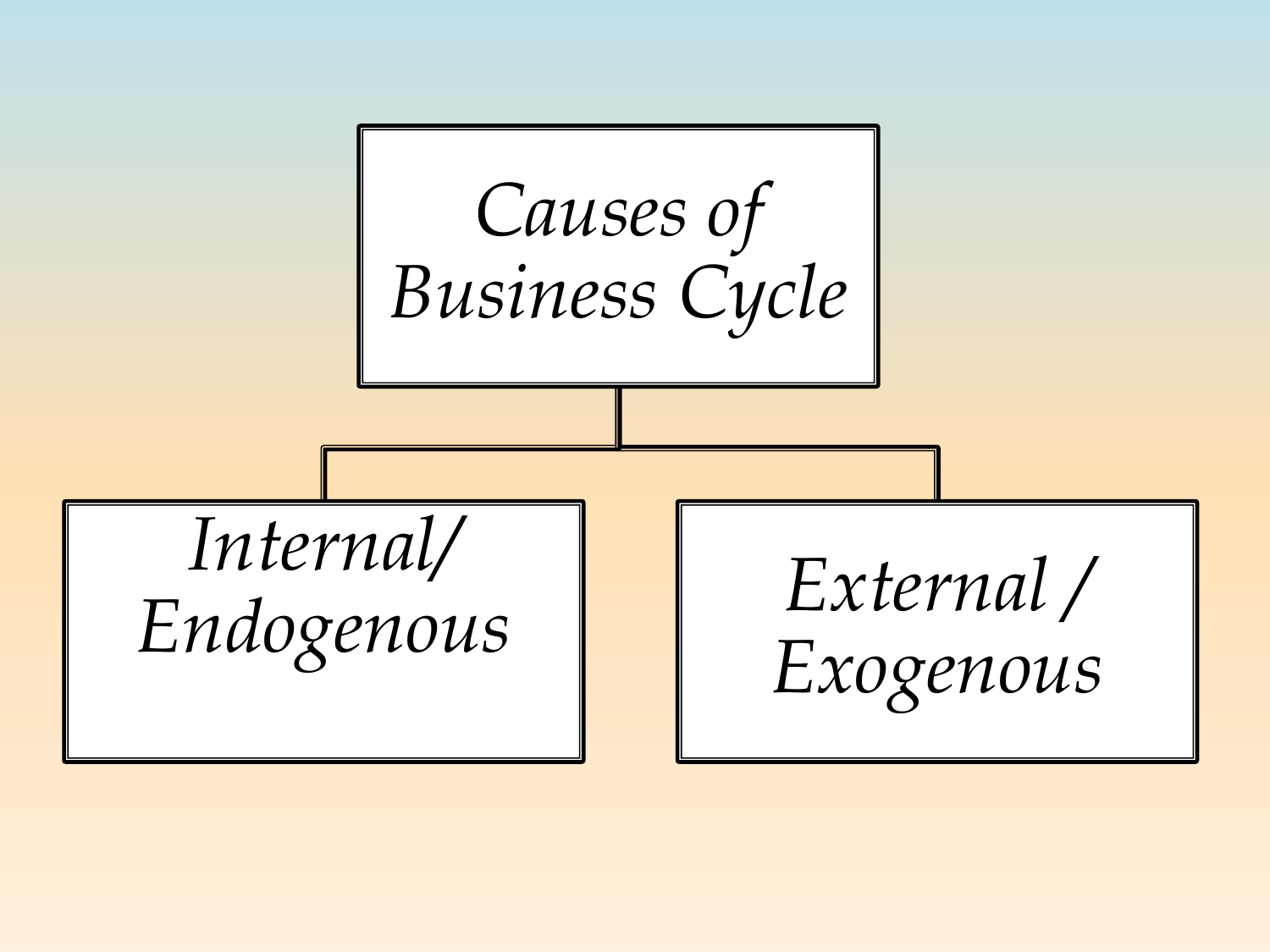# Causes of Business Cycle

- Internal/ Endogenous
- External / Exogenous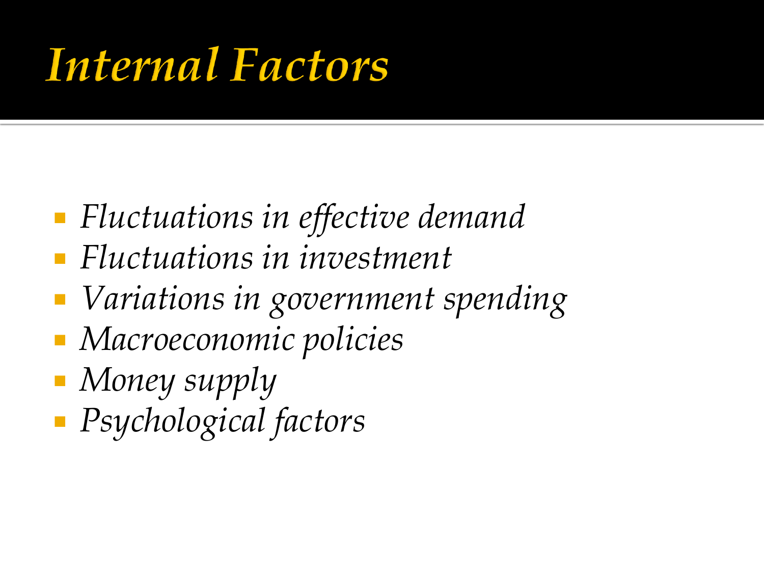# Internal Factors

- *Fluctuations in effective demand*
- *Fluctuations in investment*
- *Variations in government spending*
- *Macroeconomic policies*
- *Money supply*
- *Psychological factors*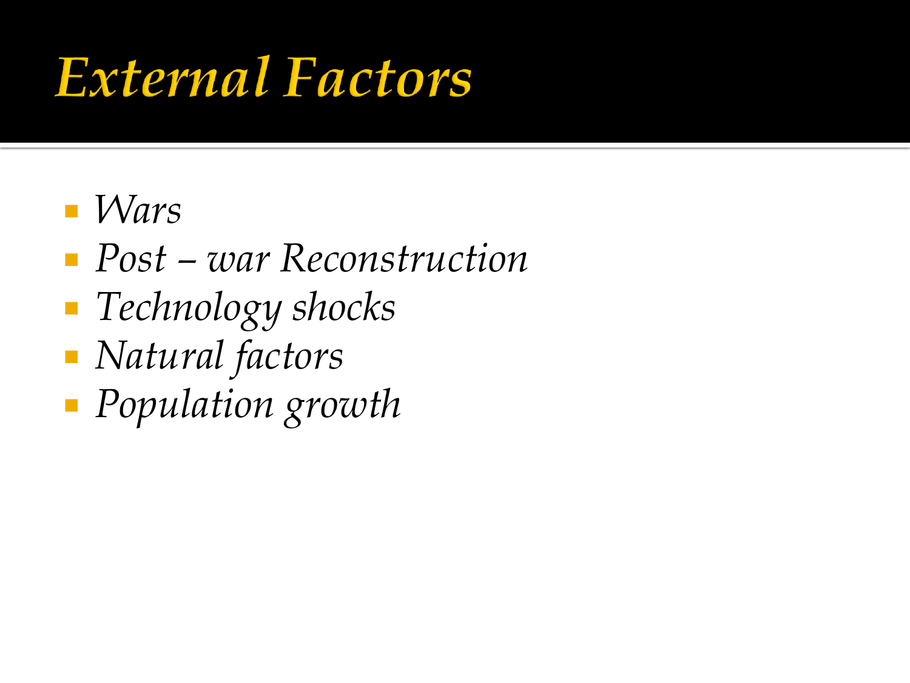# External Factors

- *Wars*
- *Post – war Reconstruction*
- *Technology shocks*
- *Natural factors*
- *Population growth*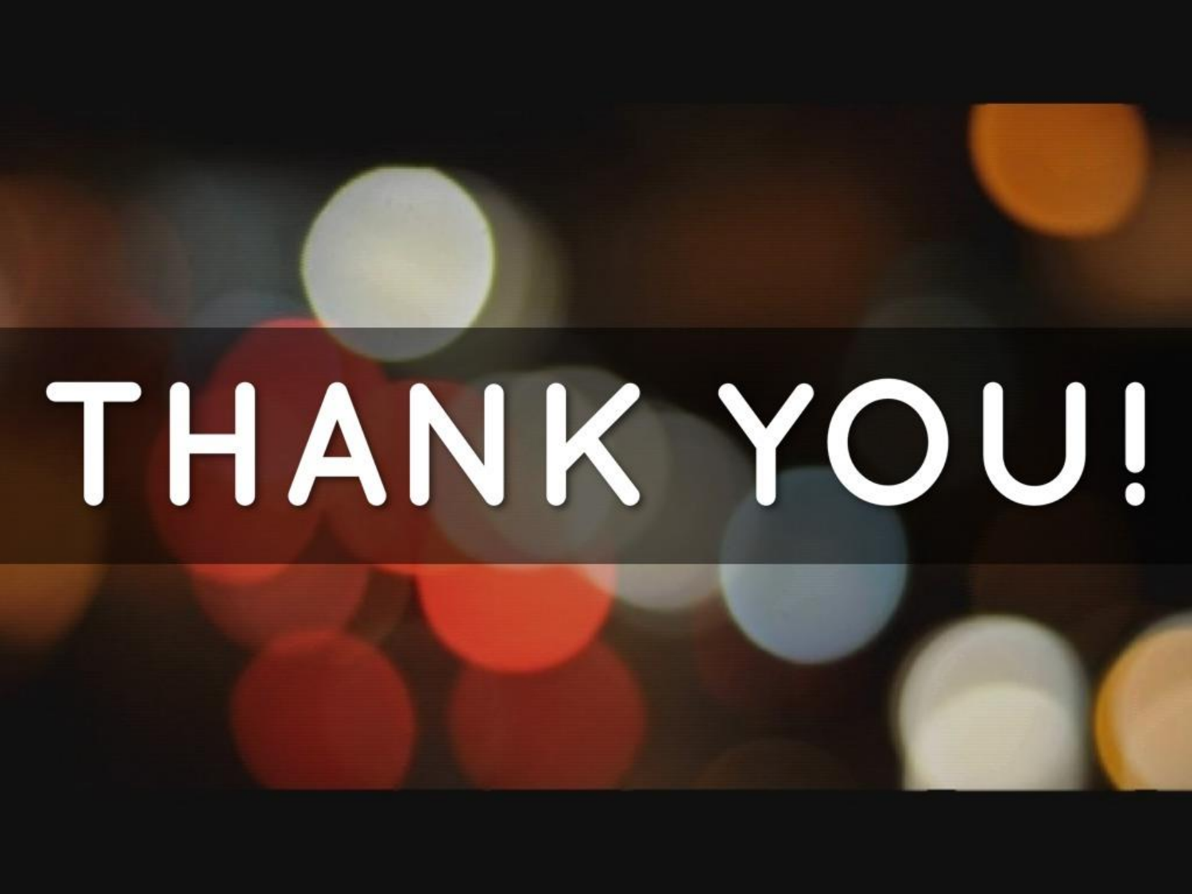THANK YOU!